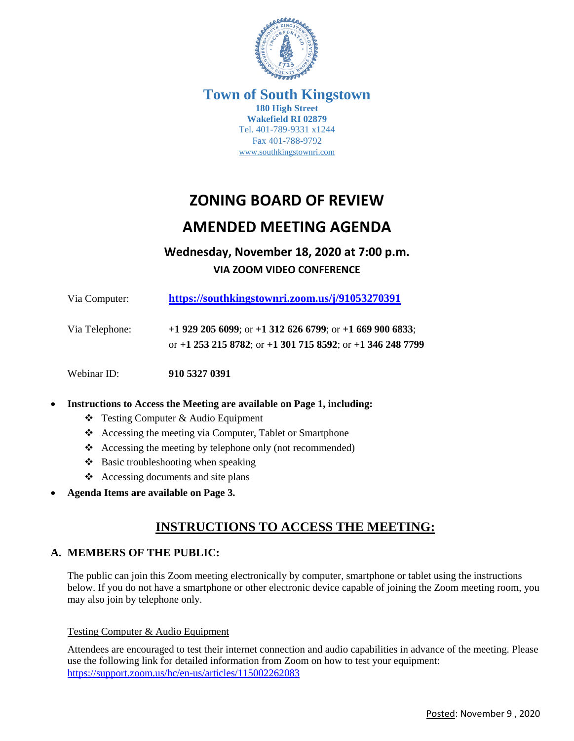# Town of South Kingstown

**180 High Street**
**Wakefield RI 02879**
Tel. 401-789-9331 x1244
Fax 401-788-9792
www.southkingstownri.com

# ZONING BOARD OF REVIEW

# AMENDED MEETING AGENDA

## Wednesday, November 18, 2020 at 7:00 p.m.

### VIA ZOOM VIDEO CONFERENCE

Via Computer: **https://southkingstownri.zoom.us/j/91053270391**

Via Telephone: +**1 929 205 6099**; or **+1 312 626 6799**; or **+1 669 900 6833**; or **+1 253 215 8782**; or **+1 301 715 8592**; or **+1 346 248 7799**

Webinar ID: **910 5327 0391**

- **Instructions to Access the Meeting are available on Page 1, including:**
  - ❖ Testing Computer & Audio Equipment
  - ❖ Accessing the meeting via Computer, Tablet or Smartphone
  - ❖ Accessing the meeting by telephone only (not recommended)
  - ❖ Basic troubleshooting when speaking
  - ❖ Accessing documents and site plans
- **Agenda Items are available on Page 3.**

## INSTRUCTIONS TO ACCESS THE MEETING:

### A. MEMBERS OF THE PUBLIC:

The public can join this Zoom meeting electronically by computer, smartphone or tablet using the instructions below. If you do not have a smartphone or other electronic device capable of joining the Zoom meeting room, you may also join by telephone only.

Testing Computer & Audio Equipment

Attendees are encouraged to test their internet connection and audio capabilities in advance of the meeting. Please use the following link for detailed information from Zoom on how to test your equipment: https://support.zoom.us/hc/en-us/articles/115002262083

Posted: November 9 , 2020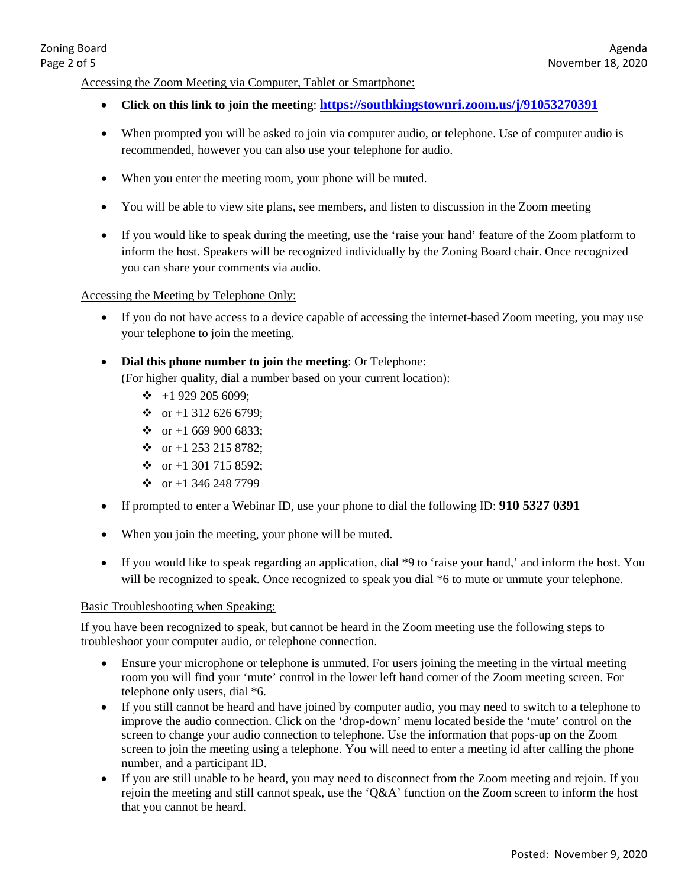Accessing the Zoom Meeting via Computer, Tablet or Smartphone:

- **Click on this link to join the meeting**: **https://southkingstownri.zoom.us/j/91053270391**
- When prompted you will be asked to join via computer audio, or telephone. Use of computer audio is recommended, however you can also use your telephone for audio.
- When you enter the meeting room, your phone will be muted.
- You will be able to view site plans, see members, and listen to discussion in the Zoom meeting
- If you would like to speak during the meeting, use the 'raise your hand' feature of the Zoom platform to inform the host. Speakers will be recognized individually by the Zoning Board chair. Once recognized you can share your comments via audio.

Accessing the Meeting by Telephone Only:

- If you do not have access to a device capable of accessing the internet-based Zoom meeting, you may use your telephone to join the meeting.
- **Dial this phone number to join the meeting**: Or Telephone:
  (For higher quality, dial a number based on your current location):
  - +1 929 205 6099;
  - or +1 312 626 6799;
  - or +1 669 900 6833;
  - or +1 253 215 8782;
  - or +1 301 715 8592;
  - or +1 346 248 7799
- If prompted to enter a Webinar ID, use your phone to dial the following ID: **910 5327 0391**
- When you join the meeting, your phone will be muted.
- If you would like to speak regarding an application, dial *9 to 'raise your hand,' and inform the host. You will be recognized to speak. Once recognized to speak you dial *6 to mute or unmute your telephone.

Basic Troubleshooting when Speaking:

If you have been recognized to speak, but cannot be heard in the Zoom meeting use the following steps to troubleshoot your computer audio, or telephone connection.

- Ensure your microphone or telephone is unmuted. For users joining the meeting in the virtual meeting room you will find your 'mute' control in the lower left hand corner of the Zoom meeting screen. For telephone only users, dial *6.
- If you still cannot be heard and have joined by computer audio, you may need to switch to a telephone to improve the audio connection. Click on the 'drop-down' menu located beside the 'mute' control on the screen to change your audio connection to telephone. Use the information that pops-up on the Zoom screen to join the meeting using a telephone. You will need to enter a meeting id after calling the phone number, and a participant ID.
- If you are still unable to be heard, you may need to disconnect from the Zoom meeting and rejoin. If you rejoin the meeting and still cannot speak, use the 'Q&A' function on the Zoom screen to inform the host that you cannot be heard.

Posted: November 9, 2020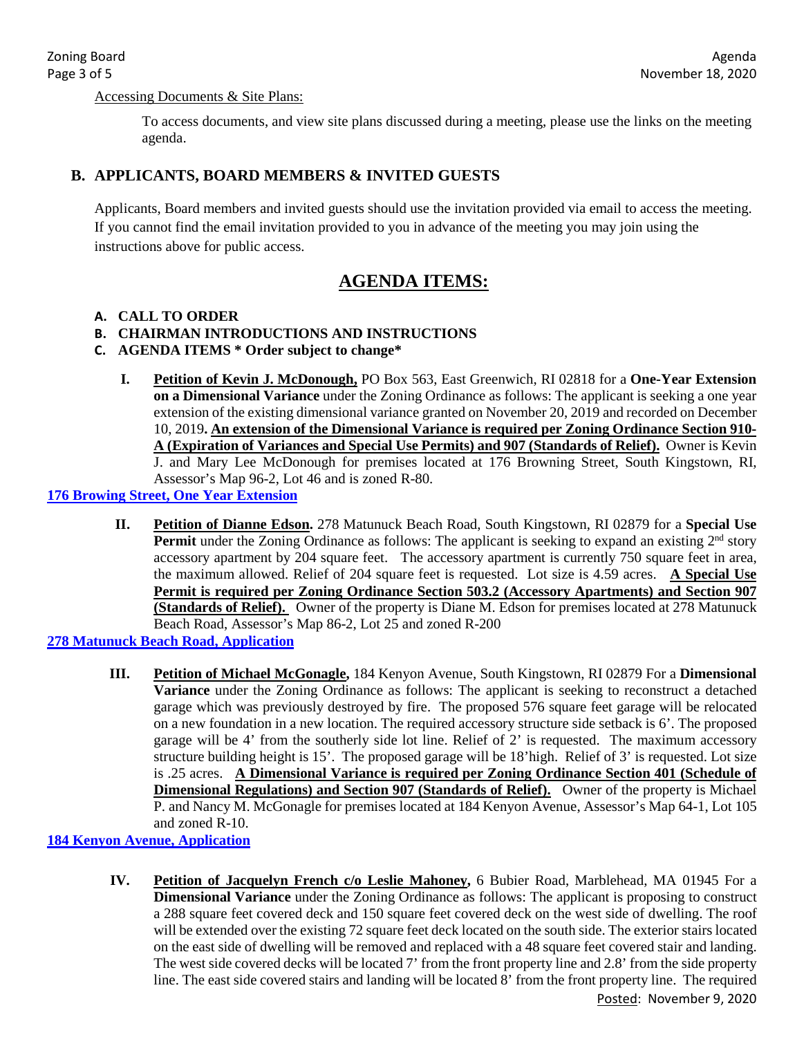Accessing Documents & Site Plans:

To access documents, and view site plans discussed during a meeting, please use the links on the meeting agenda.

## B. APPLICANTS, BOARD MEMBERS & INVITED GUESTS

Applicants, Board members and invited guests should use the invitation provided via email to access the meeting. If you cannot find the email invitation provided to you in advance of the meeting you may join using the instructions above for public access.

# AGENDA ITEMS:

**A. CALL TO ORDER**

**B. CHAIRMAN INTRODUCTIONS AND INSTRUCTIONS**

**C. AGENDA ITEMS * Order subject to change***

**I.** **Petition of Kevin J. McDonough,** PO Box 563, East Greenwich, RI 02818 for a **One-Year Extension on a Dimensional Variance** under the Zoning Ordinance as follows: The applicant is seeking a one year extension of the existing dimensional variance granted on November 20, 2019 and recorded on December 10, 2019**. An extension of the Dimensional Variance is required per Zoning Ordinance Section 910-A (Expiration of Variances and Special Use Permits) and 907 (Standards of Relief).** Owner is Kevin J. and Mary Lee McDonough for premises located at 176 Browning Street, South Kingstown, RI, Assessor's Map 96-2, Lot 46 and is zoned R-80.

**176 Browing Street, One Year Extension**

**II.** **Petition of Dianne Edson.** 278 Matunuck Beach Road, South Kingstown, RI 02879 for a **Special Use Permit** under the Zoning Ordinance as follows: The applicant is seeking to expand an existing 2nd story accessory apartment by 204 square feet. The accessory apartment is currently 750 square feet in area, the maximum allowed. Relief of 204 square feet is requested. Lot size is 4.59 acres. **A Special Use Permit is required per Zoning Ordinance Section 503.2 (Accessory Apartments) and Section 907 (Standards of Relief).** Owner of the property is Diane M. Edson for premises located at 278 Matunuck Beach Road, Assessor's Map 86-2, Lot 25 and zoned R-200

**278 Matunuck Beach Road, Application**

**III.** **Petition of Michael McGonagle,** 184 Kenyon Avenue, South Kingstown, RI 02879 For a **Dimensional Variance** under the Zoning Ordinance as follows: The applicant is seeking to reconstruct a detached garage which was previously destroyed by fire. The proposed 576 square feet garage will be relocated on a new foundation in a new location. The required accessory structure side setback is 6'. The proposed garage will be 4' from the southerly side lot line. Relief of 2' is requested. The maximum accessory structure building height is 15'. The proposed garage will be 18'high. Relief of 3' is requested. Lot size is .25 acres. **A Dimensional Variance is required per Zoning Ordinance Section 401 (Schedule of Dimensional Regulations) and Section 907 (Standards of Relief).** Owner of the property is Michael P. and Nancy M. McGonagle for premises located at 184 Kenyon Avenue, Assessor's Map 64-1, Lot 105 and zoned R-10.

**184 Kenyon Avenue, Application**

**IV.** **Petition of Jacquelyn French c/o Leslie Mahoney,** 6 Bubier Road, Marblehead, MA 01945 For a **Dimensional Variance** under the Zoning Ordinance as follows: The applicant is proposing to construct a 288 square feet covered deck and 150 square feet covered deck on the west side of dwelling. The roof will be extended over the existing 72 square feet deck located on the south side. The exterior stairs located on the east side of dwelling will be removed and replaced with a 48 square feet covered stair and landing. The west side covered decks will be located 7' from the front property line and 2.8' from the side property line. The east side covered stairs and landing will be located 8' from the front property line. The required

Posted: November 9, 2020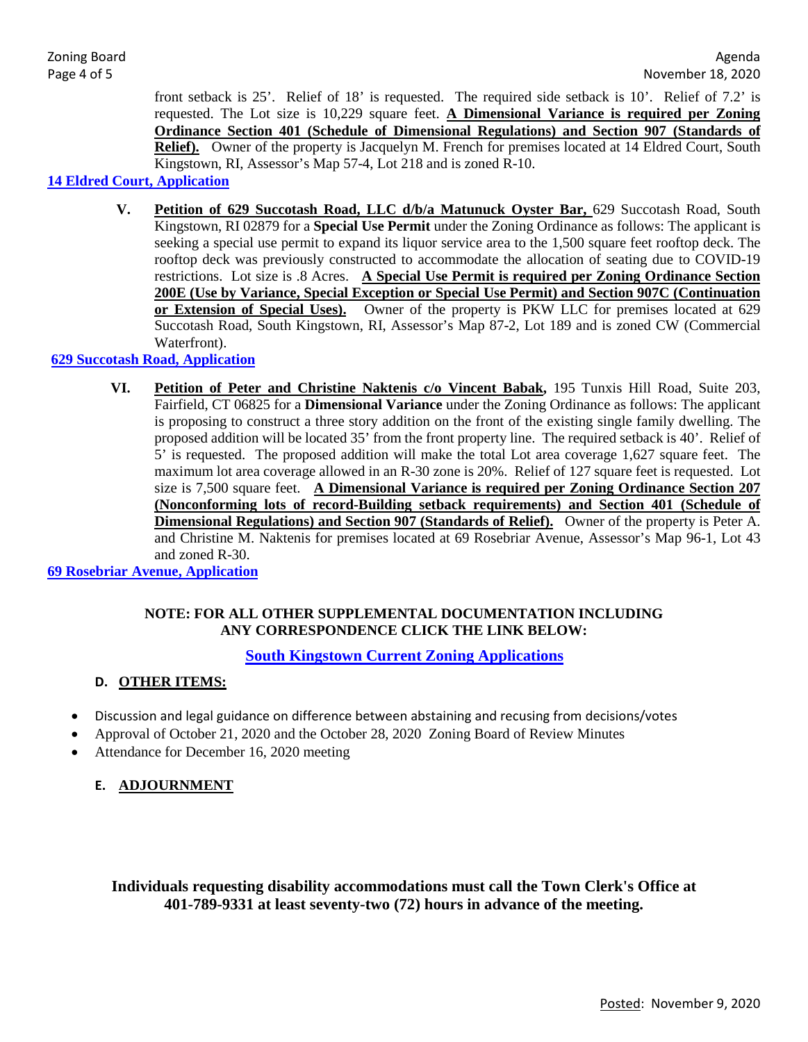front setback is 25'. Relief of 18' is requested. The required side setback is 10'. Relief of 7.2' is requested. The Lot size is 10,229 square feet. **A Dimensional Variance is required per Zoning Ordinance Section 401 (Schedule of Dimensional Regulations) and Section 907 (Standards of Relief).** Owner of the property is Jacquelyn M. French for premises located at 14 Eldred Court, South Kingstown, RI, Assessor's Map 57-4, Lot 218 and is zoned R-10.

**14 Eldred Court, Application**

**V. Petition of 629 Succotash Road, LLC d/b/a Matunuck Oyster Bar,** 629 Succotash Road, South Kingstown, RI 02879 for a **Special Use Permit** under the Zoning Ordinance as follows: The applicant is seeking a special use permit to expand its liquor service area to the 1,500 square feet rooftop deck. The rooftop deck was previously constructed to accommodate the allocation of seating due to COVID-19 restrictions. Lot size is .8 Acres. **A Special Use Permit is required per Zoning Ordinance Section 200E (Use by Variance, Special Exception or Special Use Permit) and Section 907C (Continuation or Extension of Special Uses).** Owner of the property is PKW LLC for premises located at 629 Succotash Road, South Kingstown, RI, Assessor's Map 87-2, Lot 189 and is zoned CW (Commercial Waterfront).

**629 Succotash Road, Application**

**VI. Petition of Peter and Christine Naktenis c/o Vincent Babak,** 195 Tunxis Hill Road, Suite 203, Fairfield, CT 06825 for a **Dimensional Variance** under the Zoning Ordinance as follows: The applicant is proposing to construct a three story addition on the front of the existing single family dwelling. The proposed addition will be located 35' from the front property line. The required setback is 40'. Relief of 5' is requested. The proposed addition will make the total Lot area coverage 1,627 square feet. The maximum lot area coverage allowed in an R-30 zone is 20%. Relief of 127 square feet is requested. Lot size is 7,500 square feet. **A Dimensional Variance is required per Zoning Ordinance Section 207 (Nonconforming lots of record-Building setback requirements) and Section 401 (Schedule of Dimensional Regulations) and Section 907 (Standards of Relief).** Owner of the property is Peter A. and Christine M. Naktenis for premises located at 69 Rosebriar Avenue, Assessor's Map 96-1, Lot 43 and zoned R-30.

**69 Rosebriar Avenue, Application**

**NOTE: FOR ALL OTHER SUPPLEMENTAL DOCUMENTATION INCLUDING ANY CORRESPONDENCE CLICK THE LINK BELOW:**

**South Kingstown Current Zoning Applications**

## D. OTHER ITEMS:

- Discussion and legal guidance on difference between abstaining and recusing from decisions/votes
- Approval of October 21, 2020 and the October 28, 2020 Zoning Board of Review Minutes
- Attendance for December 16, 2020 meeting

## E. ADJOURNMENT

**Individuals requesting disability accommodations must call the Town Clerk's Office at 401-789-9331 at least seventy-two (72) hours in advance of the meeting.**

Posted: November 9, 2020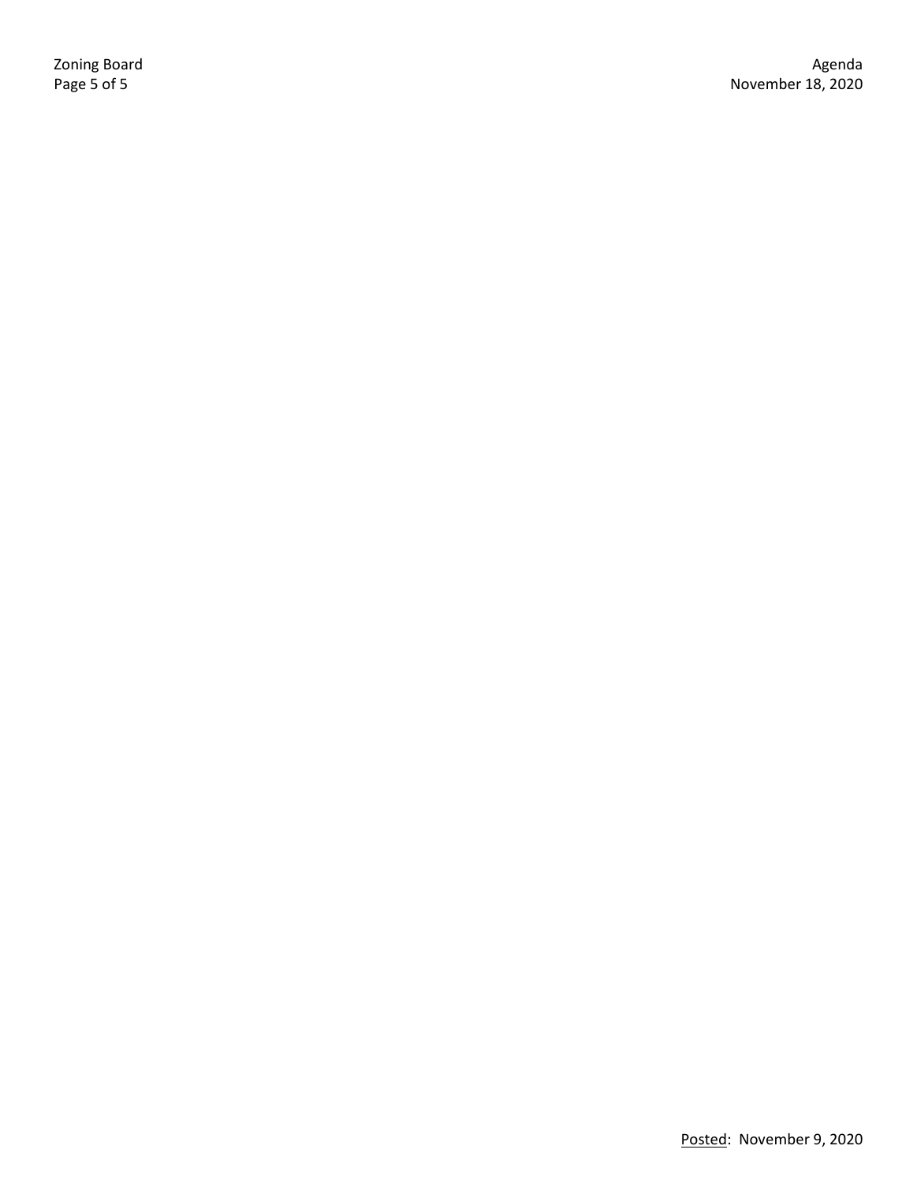<u>Posted</u>: November 9, 2020